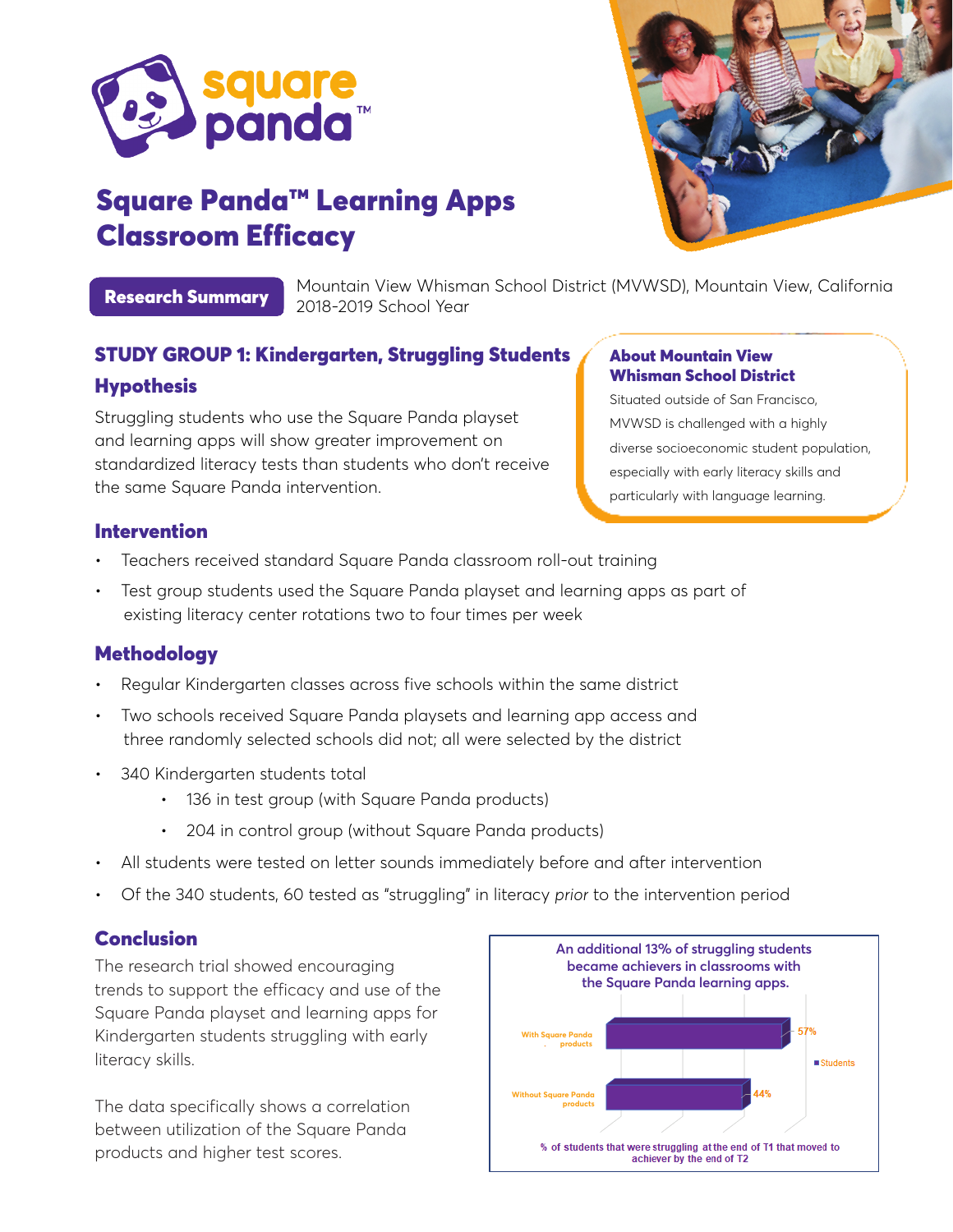# square panda™

# Square Panda™ Learning Apps Classroom Efficacy

**Research Summary**

Mountain View Whisman School District (MVWSD), Mountain View, California
2018-2019 School Year

## STUDY GROUP 1: Kindergarten, Struggling Students

### Hypothesis

Struggling students who use the Square Panda playset and learning apps will show greater improvement on standardized literacy tests than students who don't receive the same Square Panda intervention.

### About Mountain View Whisman School District

Situated outside of San Francisco, MVWSD is challenged with a highly diverse socioeconomic student population, especially with early literacy skills and particularly with language learning.

### Intervention

- Teachers received standard Square Panda classroom roll-out training
- Test group students used the Square Panda playset and learning apps as part of existing literacy center rotations two to four times per week

### Methodology

- Regular Kindergarten classes across five schools within the same district
- Two schools received Square Panda playsets and learning app access and three randomly selected schools did not; all were selected by the district
- 340 Kindergarten students total
  - 136 in test group (with Square Panda products)
  - 204 in control group (without Square Panda products)
- All students were tested on letter sounds immediately before and after intervention
- Of the 340 students, 60 tested as "struggling" in literacy *prior* to the intervention period

### Conclusion

The research trial showed encouraging trends to support the efficacy and use of the Square Panda playset and learning apps for Kindergarten students struggling with early literacy skills.

The data specifically shows a correlation between utilization of the Square Panda products and higher test scores.

**An additional 13% of struggling students became achievers in classrooms with the Square Panda learning apps.**

| | Students |
|---|---|
| With Square Panda products | 57% |
| Without Square Panda products | 44% |

% of students that were struggling at the end of T1 that moved to achiever by the end of T2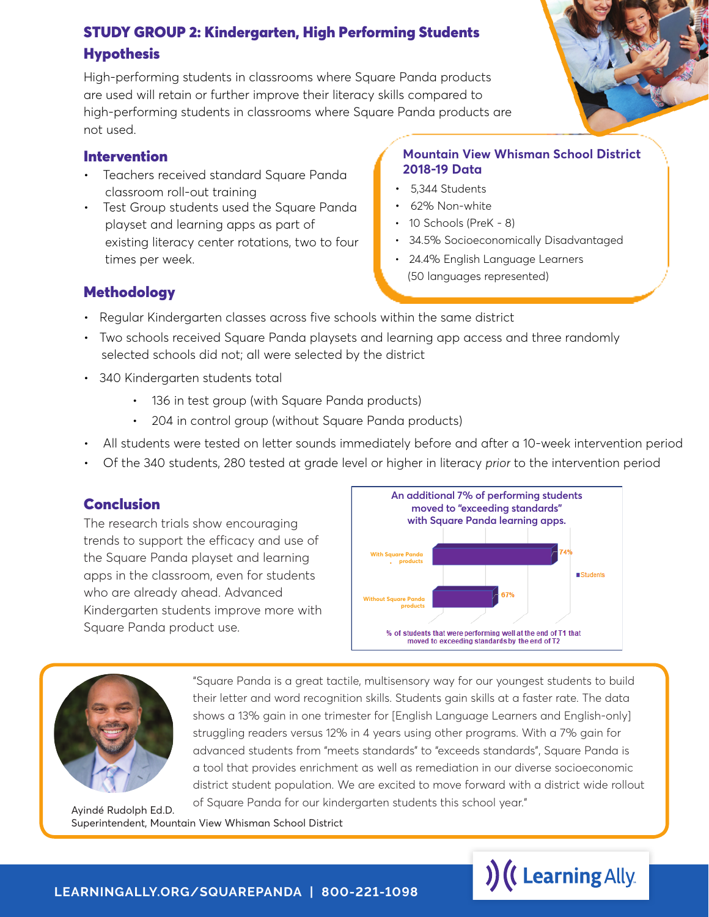## STUDY GROUP 2: Kindergarten, High Performing Students

### Hypothesis

High-performing students in classrooms where Square Panda products are used will retain or further improve their literacy skills compared to high-performing students in classrooms where Square Panda products are not used.

### Intervention

- Teachers received standard Square Panda classroom roll-out training
- Test Group students used the Square Panda playset and learning apps as part of existing literacy center rotations, two to four times per week.

### Mountain View Whisman School District 2018-19 Data

- 5,344 Students
- 62% Non-white
- 10 Schools (PreK - 8)
- 34.5% Socioeconomically Disadvantaged
- 24.4% English Language Learners (50 languages represented)

### Methodology

- Regular Kindergarten classes across five schools within the same district
- Two schools received Square Panda playsets and learning app access and three randomly selected schools did not; all were selected by the district
- 340 Kindergarten students total
  - 136 in test group (with Square Panda products)
  - 204 in control group (without Square Panda products)
- All students were tested on letter sounds immediately before and after a 10-week intervention period
- Of the 340 students, 280 tested at grade level or higher in literacy *prior* to the intervention period

### Conclusion

The research trials show encouraging trends to support the efficacy and use of the Square Panda playset and learning apps in the classroom, even for students who are already ahead. Advanced Kindergarten students improve more with Square Panda product use.

An additional 7% of performing students moved to "exceeding standards" with Square Panda learning apps.

With Square Panda products
74%
Without Square Panda products
67%
Students
% of students that were performing well at the end of T1 that moved to exceeding standards by the end of T2

"Square Panda is a great tactile, multisensory way for our youngest students to build their letter and word recognition skills. Students gain skills at a faster rate. The data shows a 13% gain in one trimester for [English Language Learners and English-only] struggling readers versus 12% in 4 years using other programs. With a 7% gain for advanced students from "meets standards" to "exceeds standards", Square Panda is a tool that provides enrichment as well as remediation in our diverse socioeconomic district student population. We are excited to move forward with a district wide rollout of Square Panda for our kindergarten students this school year."

Ayindé Rudolph Ed.D.
Superintendent, Mountain View Whisman School District

LEARNINGALLY.ORG/SQUAREPANDA | 800-221-1098

Learning Ally.